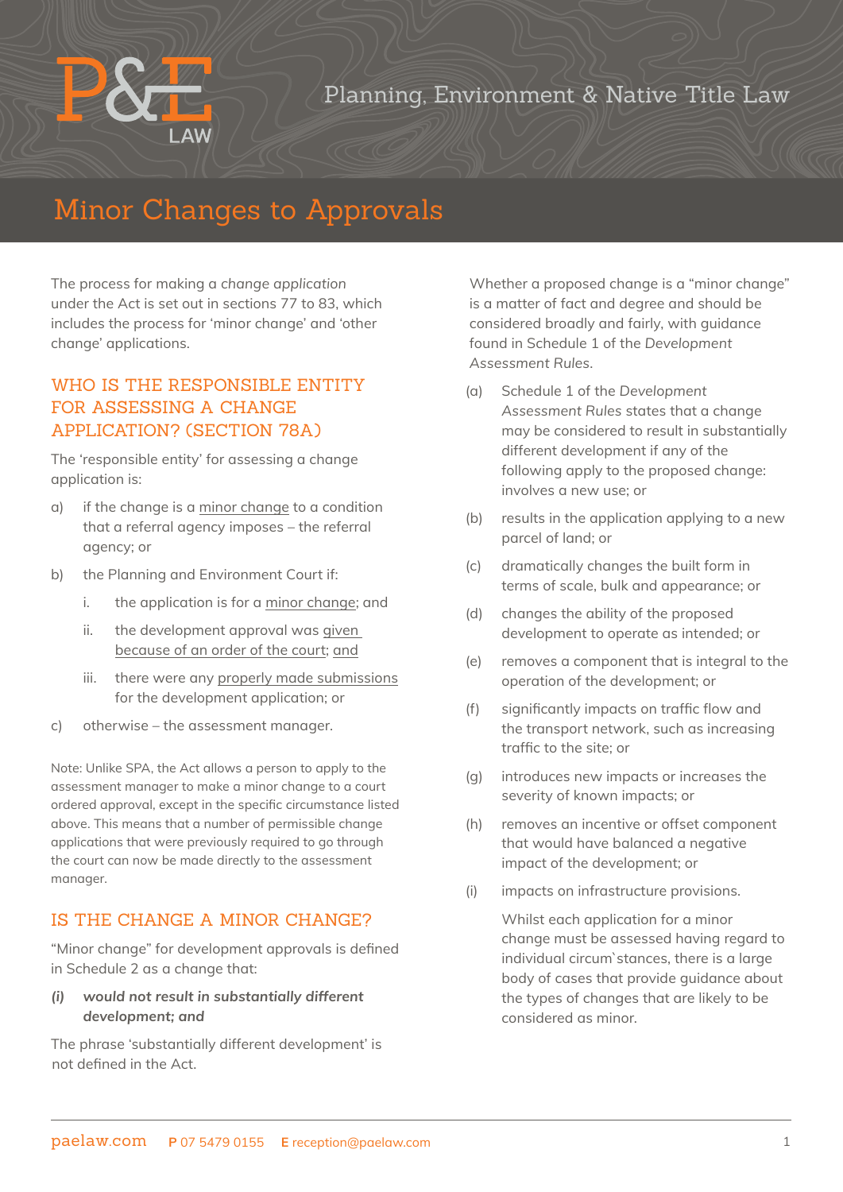# Minor Changes to Approvals

Planning, Environment & Native Title Law

The process for making a *change application* under the Act is set out in sections 77 to 83, which includes the process for 'minor change' and 'other change' applications.

## WHO IS THE RESPONSIBLE ENTITY FOR ASSESSING A CHANGE APPLICATION? (SECTION 78A)

The 'responsible entity' for assessing a change application is:

a) if the change is a minor change to a condition that a referral agency imposes – the referral agency; or

b) the Planning and Environment Court if:

   i. the application is for a minor change; and

   ii. the development approval was given because of an order of the court; and

   iii. there were any properly made submissions for the development application; or

c) otherwise – the assessment manager.

Note: Unlike SPA, the Act allows a person to apply to the assessment manager to make a minor change to a court ordered approval, except in the specific circumstance listed above. This means that a number of permissible change applications that were previously required to go through the court can now be made directly to the assessment manager.

## IS THE CHANGE A MINOR CHANGE?

"Minor change" for development approvals is defined in Schedule 2 as a change that:

***(i) would not result in substantially different development; and***

The phrase 'substantially different development' is not defined in the Act.

Whether a proposed change is a "minor change" is a matter of fact and degree and should be considered broadly and fairly, with guidance found in Schedule 1 of the *Development Assessment Rules*.

(a) Schedule 1 of the *Development Assessment Rules* states that a change may be considered to result in substantially different development if any of the following apply to the proposed change: involves a new use; or

(b) results in the application applying to a new parcel of land; or

(c) dramatically changes the built form in terms of scale, bulk and appearance; or

(d) changes the ability of the proposed development to operate as intended; or

(e) removes a component that is integral to the operation of the development; or

(f) significantly impacts on traffic flow and the transport network, such as increasing traffic to the site; or

(g) introduces new impacts or increases the severity of known impacts; or

(h) removes an incentive or offset component that would have balanced a negative impact of the development; or

(i) impacts on infrastructure provisions.

Whilst each application for a minor change must be assessed having regard to individual circum`stances, there is a large body of cases that provide guidance about the types of changes that are likely to be considered as minor.

paelaw.com **P** 07 5479 0155 **E** reception@paelaw.com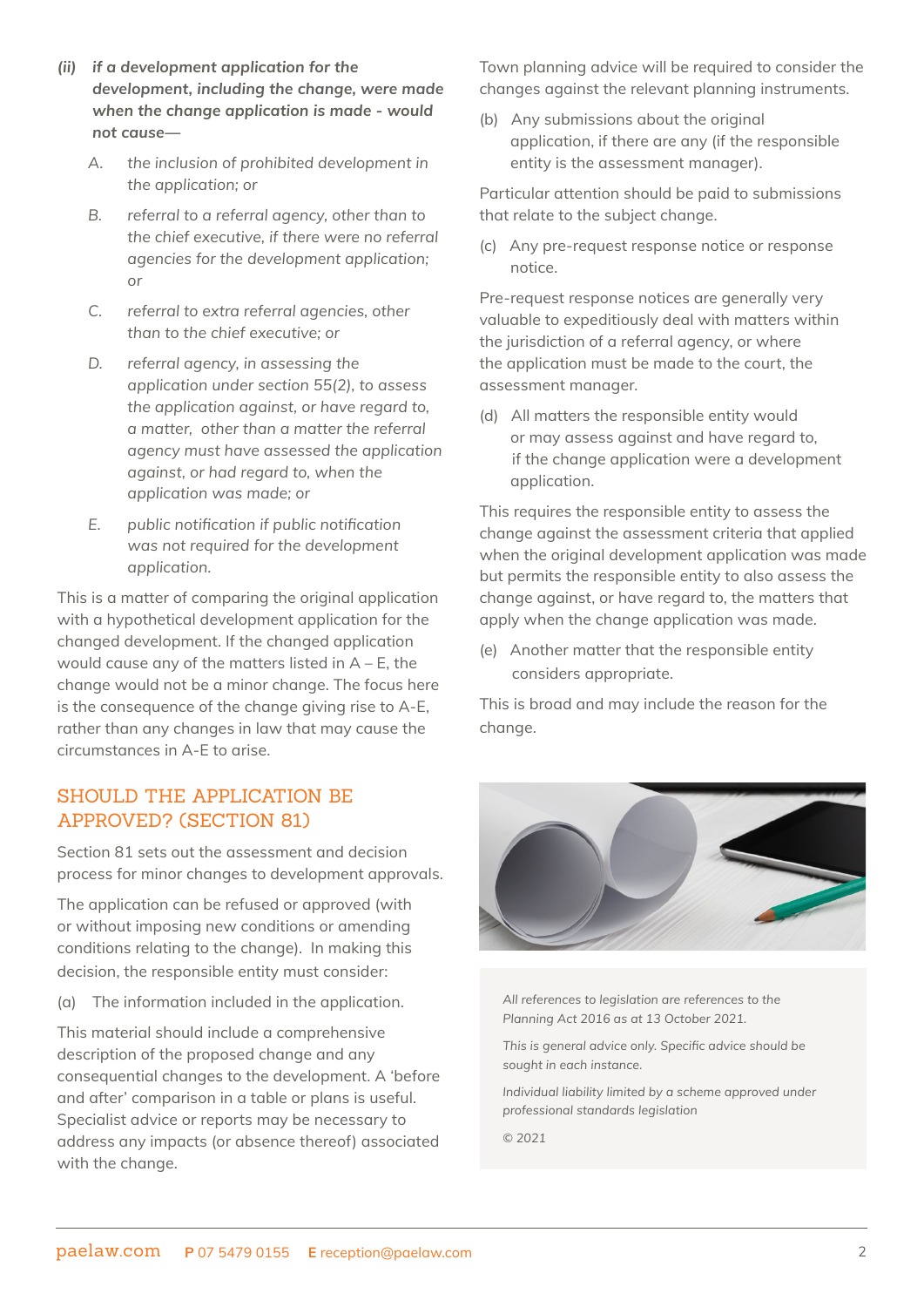*(ii)* ***if a development application for the development, including the change, were made when the change application is made - would not cause—***

*A. the inclusion of prohibited development in the application; or*

*B. referral to a referral agency, other than to the chief executive, if there were no referral agencies for the development application; or*

*C. referral to extra referral agencies, other than to the chief executive; or*

*D. referral agency, in assessing the application under section 55(2), to assess the application against, or have regard to, a matter, other than a matter the referral agency must have assessed the application against, or had regard to, when the application was made; or*

*E. public notification if public notification was not required for the development application.*

This is a matter of comparing the original application with a hypothetical development application for the changed development. If the changed application would cause any of the matters listed in A – E, the change would not be a minor change. The focus here is the consequence of the change giving rise to A-E, rather than any changes in law that may cause the circumstances in A-E to arise.

## SHOULD THE APPLICATION BE APPROVED? (SECTION 81)

Section 81 sets out the assessment and decision process for minor changes to development approvals.

The application can be refused or approved (with or without imposing new conditions or amending conditions relating to the change). In making this decision, the responsible entity must consider:

(a) The information included in the application.

This material should include a comprehensive description of the proposed change and any consequential changes to the development. A 'before and after' comparison in a table or plans is useful. Specialist advice or reports may be necessary to address any impacts (or absence thereof) associated with the change.

Town planning advice will be required to consider the changes against the relevant planning instruments.

(b) Any submissions about the original application, if there are any (if the responsible entity is the assessment manager).

Particular attention should be paid to submissions that relate to the subject change.

(c) Any pre-request response notice or response notice.

Pre-request response notices are generally very valuable to expeditiously deal with matters within the jurisdiction of a referral agency, or where the application must be made to the court, the assessment manager.

(d) All matters the responsible entity would or may assess against and have regard to, if the change application were a development application.

This requires the responsible entity to assess the change against the assessment criteria that applied when the original development application was made but permits the responsible entity to also assess the change against, or have regard to, the matters that apply when the change application was made.

(e) Another matter that the responsible entity considers appropriate.

This is broad and may include the reason for the change.

*All references to legislation are references to the Planning Act 2016 as at 13 October 2021.*

*This is general advice only. Specific advice should be sought in each instance.*

*Individual liability limited by a scheme approved under professional standards legislation*

© 2021